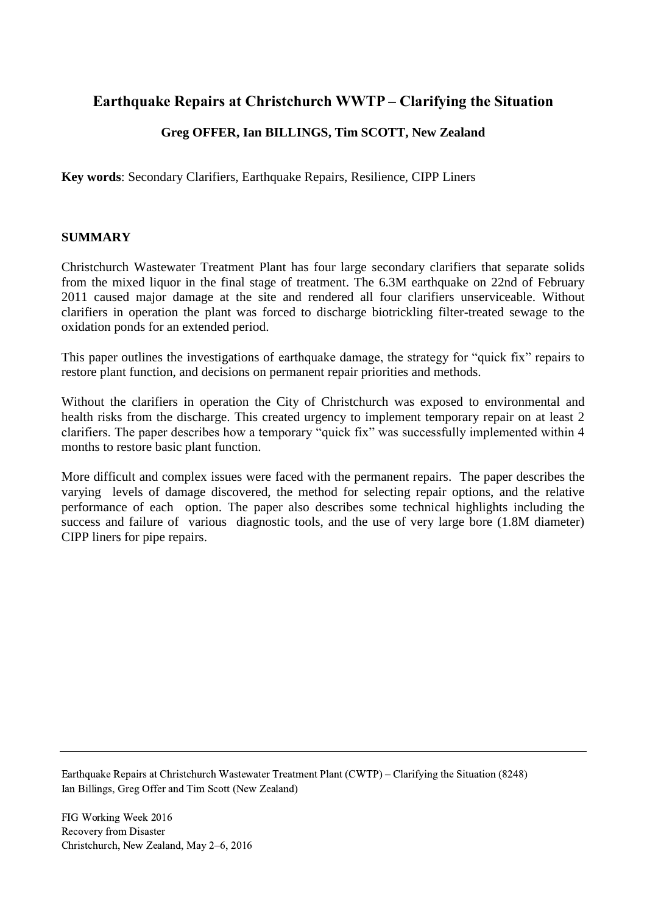# Earthquake Repairs at Christchurch WWTP – Clarifying the Situation

**Greg OFFER, Ian BILLINGS, Tim SCOTT, New Zealand**

**Key words**: Secondary Clarifiers, Earthquake Repairs, Resilience, CIPP Liners

## SUMMARY

Christchurch Wastewater Treatment Plant has four large secondary clarifiers that separate solids from the mixed liquor in the final stage of treatment. The 6.3M earthquake on 22nd of February 2011 caused major damage at the site and rendered all four clarifiers unserviceable. Without clarifiers in operation the plant was forced to discharge biotrickling filter-treated sewage to the oxidation ponds for an extended period.

This paper outlines the investigations of earthquake damage, the strategy for "quick fix" repairs to restore plant function, and decisions on permanent repair priorities and methods.

Without the clarifiers in operation the City of Christchurch was exposed to environmental and health risks from the discharge. This created urgency to implement temporary repair on at least 2 clarifiers. The paper describes how a temporary "quick fix" was successfully implemented within 4 months to restore basic plant function.

More difficult and complex issues were faced with the permanent repairs. The paper describes the varying levels of damage discovered, the method for selecting repair options, and the relative performance of each option. The paper also describes some technical highlights including the success and failure of various diagnostic tools, and the use of very large bore (1.8M diameter) CIPP liners for pipe repairs.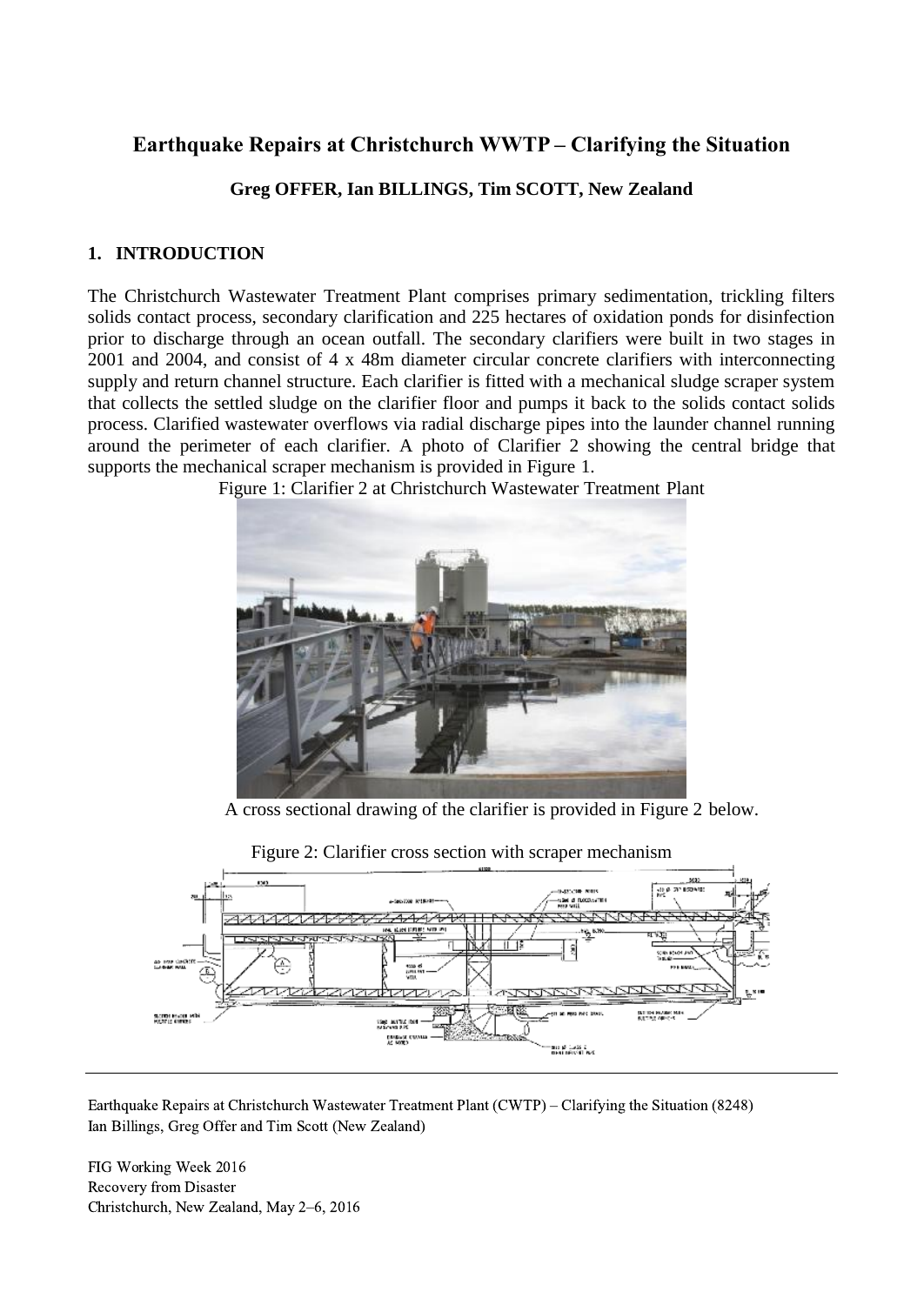# Earthquake Repairs at Christchurch WWTP – Clarifying the Situation

**Greg OFFER, Ian BILLINGS, Tim SCOTT, New Zealand**

## 1. INTRODUCTION

The Christchurch Wastewater Treatment Plant comprises primary sedimentation, trickling filters solids contact process, secondary clarification and 225 hectares of oxidation ponds for disinfection prior to discharge through an ocean outfall. The secondary clarifiers were built in two stages in 2001 and 2004, and consist of 4 x 48m diameter circular concrete clarifiers with interconnecting supply and return channel structure. Each clarifier is fitted with a mechanical sludge scraper system that collects the settled sludge on the clarifier floor and pumps it back to the solids contact solids process. Clarified wastewater overflows via radial discharge pipes into the launder channel running around the perimeter of each clarifier. A photo of Clarifier 2 showing the central bridge that supports the mechanical scraper mechanism is provided in Figure 1.

Figure 1: Clarifier 2 at Christchurch Wastewater Treatment Plant

A cross sectional drawing of the clarifier is provided in Figure 2 below.

Figure 2: Clarifier cross section with scraper mechanism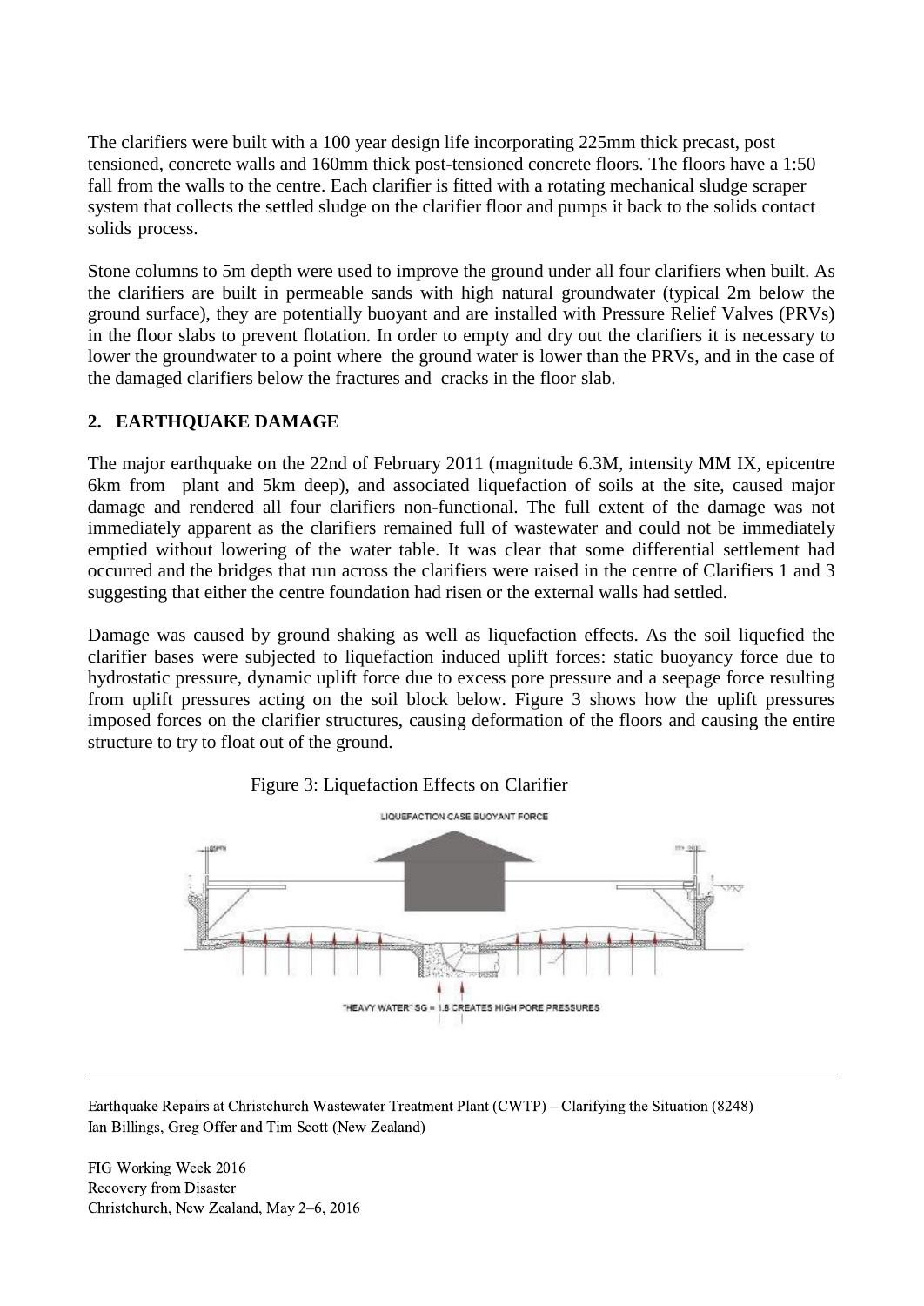The clarifiers were built with a 100 year design life incorporating 225mm thick precast, post tensioned, concrete walls and 160mm thick post-tensioned concrete floors. The floors have a 1:50 fall from the walls to the centre. Each clarifier is fitted with a rotating mechanical sludge scraper system that collects the settled sludge on the clarifier floor and pumps it back to the solids contact solids process.

Stone columns to 5m depth were used to improve the ground under all four clarifiers when built. As the clarifiers are built in permeable sands with high natural groundwater (typical 2m below the ground surface), they are potentially buoyant and are installed with Pressure Relief Valves (PRVs) in the floor slabs to prevent flotation. In order to empty and dry out the clarifiers it is necessary to lower the groundwater to a point where the ground water is lower than the PRVs, and in the case of the damaged clarifiers below the fractures and cracks in the floor slab.

## 2. EARTHQUAKE DAMAGE

The major earthquake on the 22nd of February 2011 (magnitude 6.3M, intensity MM IX, epicentre 6km from plant and 5km deep), and associated liquefaction of soils at the site, caused major damage and rendered all four clarifiers non-functional. The full extent of the damage was not immediately apparent as the clarifiers remained full of wastewater and could not be immediately emptied without lowering of the water table. It was clear that some differential settlement had occurred and the bridges that run across the clarifiers were raised in the centre of Clarifiers 1 and 3 suggesting that either the centre foundation had risen or the external walls had settled.

Damage was caused by ground shaking as well as liquefaction effects. As the soil liquefied the clarifier bases were subjected to liquefaction induced uplift forces: static buoyancy force due to hydrostatic pressure, dynamic uplift force due to excess pore pressure and a seepage force resulting from uplift pressures acting on the soil block below. Figure 3 shows how the uplift pressures imposed forces on the clarifier structures, causing deformation of the floors and causing the entire structure to try to float out of the ground.

Figure 3: Liquefaction Effects on Clarifier

LIQUEFACTION CASE BUOYANT FORCE

"HEAVY WATER" SG = 1.8 CREATES HIGH PORE PRESSURES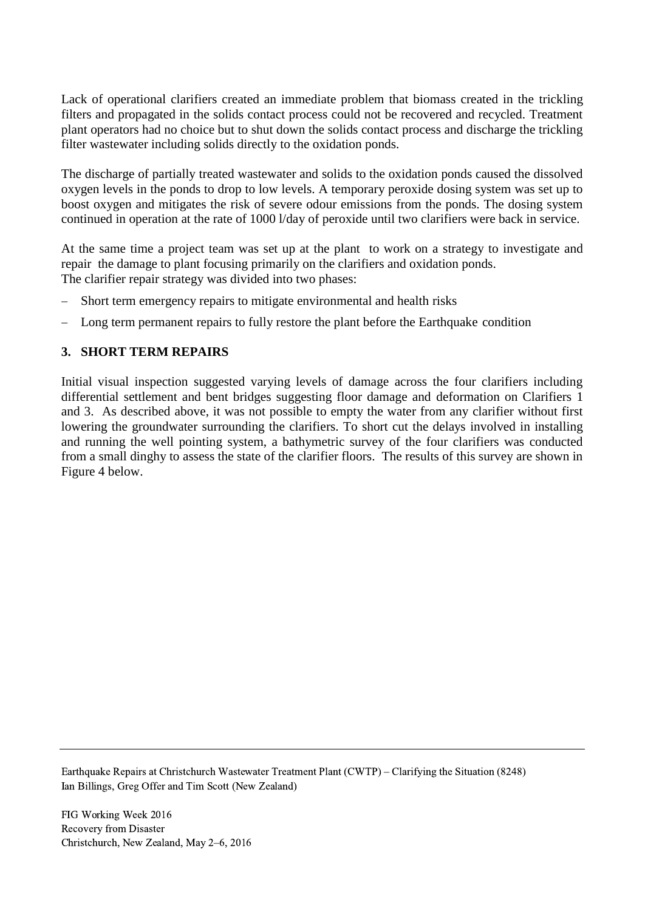Lack of operational clarifiers created an immediate problem that biomass created in the trickling filters and propagated in the solids contact process could not be recovered and recycled. Treatment plant operators had no choice but to shut down the solids contact process and discharge the trickling filter wastewater including solids directly to the oxidation ponds.

The discharge of partially treated wastewater and solids to the oxidation ponds caused the dissolved oxygen levels in the ponds to drop to low levels. A temporary peroxide dosing system was set up to boost oxygen and mitigates the risk of severe odour emissions from the ponds. The dosing system continued in operation at the rate of 1000 l/day of peroxide until two clarifiers were back in service.

At the same time a project team was set up at the plant to work on a strategy to investigate and repair the damage to plant focusing primarily on the clarifiers and oxidation ponds.
The clarifier repair strategy was divided into two phases:

- Short term emergency repairs to mitigate environmental and health risks
- Long term permanent repairs to fully restore the plant before the Earthquake condition

## 3. SHORT TERM REPAIRS

Initial visual inspection suggested varying levels of damage across the four clarifiers including differential settlement and bent bridges suggesting floor damage and deformation on Clarifiers 1 and 3. As described above, it was not possible to empty the water from any clarifier without first lowering the groundwater surrounding the clarifiers. To short cut the delays involved in installing and running the well pointing system, a bathymetric survey of the four clarifiers was conducted from a small dinghy to assess the state of the clarifier floors. The results of this survey are shown in Figure 4 below.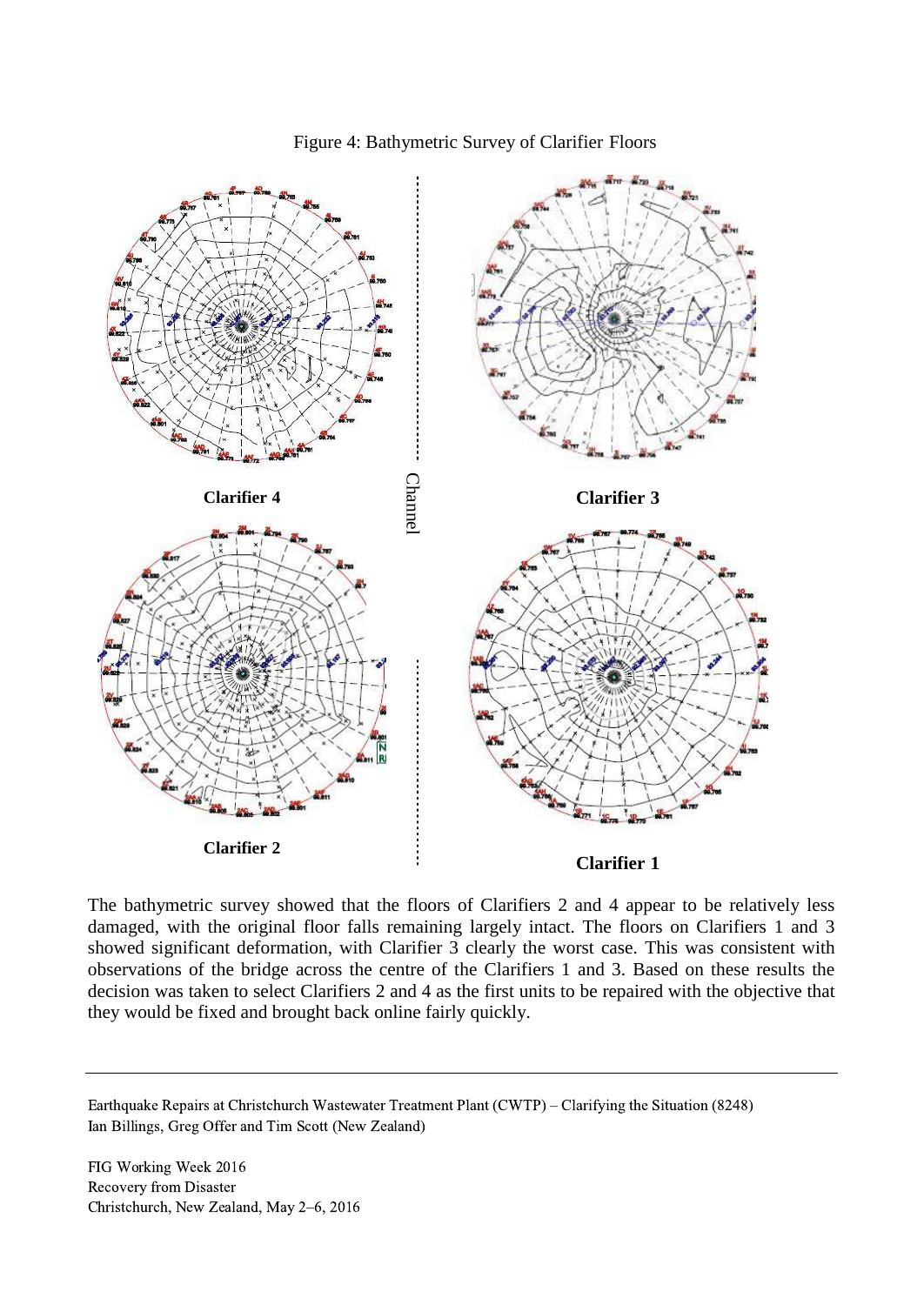Figure 4: Bathymetric Survey of Clarifier Floors

Clarifier 4

Channel

Clarifier 3

Clarifier 2

Clarifier 1

The bathymetric survey showed that the floors of Clarifiers 2 and 4 appear to be relatively less damaged, with the original floor falls remaining largely intact. The floors on Clarifiers 1 and 3 showed significant deformation, with Clarifier 3 clearly the worst case. This was consistent with observations of the bridge across the centre of the Clarifiers 1 and 3. Based on these results the decision was taken to select Clarifiers 2 and 4 as the first units to be repaired with the objective that they would be fixed and brought back online fairly quickly.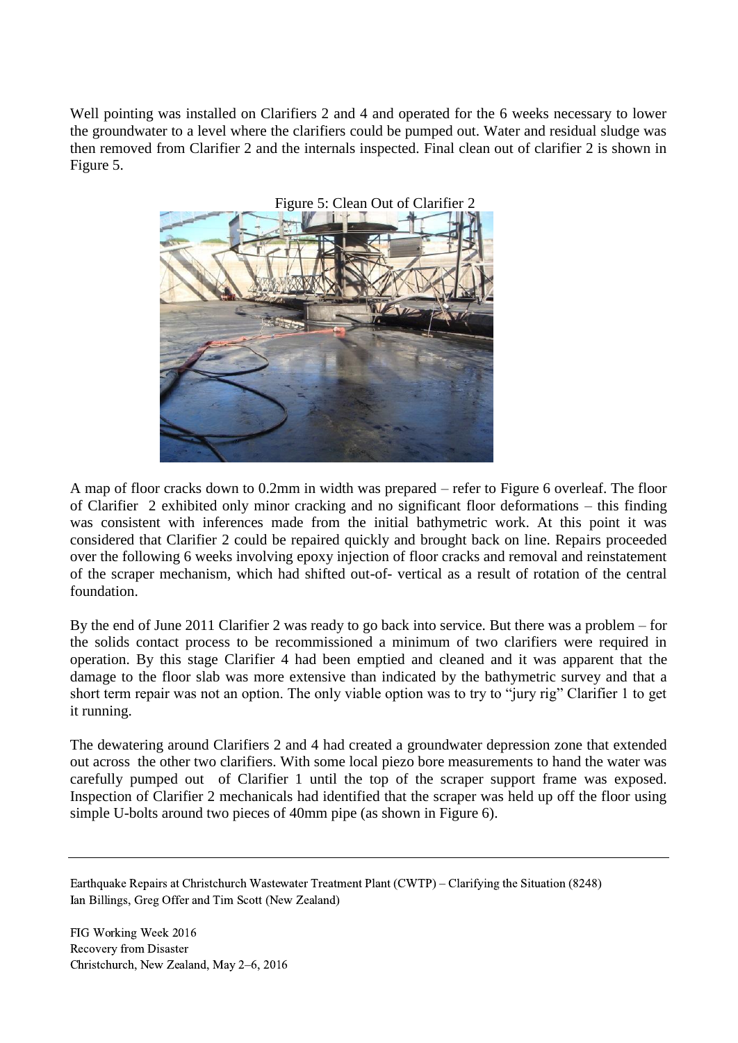Well pointing was installed on Clarifiers 2 and 4 and operated for the 6 weeks necessary to lower the groundwater to a level where the clarifiers could be pumped out. Water and residual sludge was then removed from Clarifier 2 and the internals inspected. Final clean out of clarifier 2 is shown in Figure 5.

Figure 5: Clean Out of Clarifier 2

A map of floor cracks down to 0.2mm in width was prepared – refer to Figure 6 overleaf. The floor of Clarifier 2 exhibited only minor cracking and no significant floor deformations – this finding was consistent with inferences made from the initial bathymetric work. At this point it was considered that Clarifier 2 could be repaired quickly and brought back on line. Repairs proceeded over the following 6 weeks involving epoxy injection of floor cracks and removal and reinstatement of the scraper mechanism, which had shifted out-of- vertical as a result of rotation of the central foundation.

By the end of June 2011 Clarifier 2 was ready to go back into service. But there was a problem – for the solids contact process to be recommissioned a minimum of two clarifiers were required in operation. By this stage Clarifier 4 had been emptied and cleaned and it was apparent that the damage to the floor slab was more extensive than indicated by the bathymetric survey and that a short term repair was not an option. The only viable option was to try to "jury rig" Clarifier 1 to get it running.

The dewatering around Clarifiers 2 and 4 had created a groundwater depression zone that extended out across the other two clarifiers. With some local piezo bore measurements to hand the water was carefully pumped out of Clarifier 1 until the top of the scraper support frame was exposed. Inspection of Clarifier 2 mechanicals had identified that the scraper was held up off the floor using simple U-bolts around two pieces of 40mm pipe (as shown in Figure 6).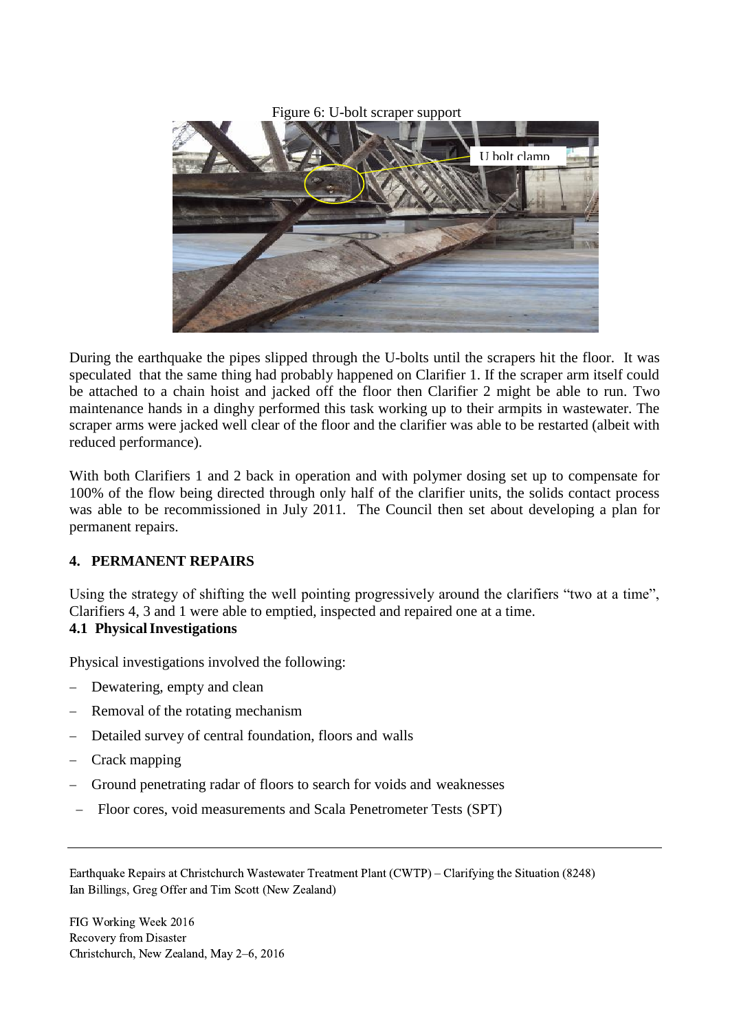Figure 6: U-bolt scraper support

During the earthquake the pipes slipped through the U-bolts until the scrapers hit the floor. It was speculated that the same thing had probably happened on Clarifier 1. If the scraper arm itself could be attached to a chain hoist and jacked off the floor then Clarifier 2 might be able to run. Two maintenance hands in a dinghy performed this task working up to their armpits in wastewater. The scraper arms were jacked well clear of the floor and the clarifier was able to be restarted (albeit with reduced performance).

With both Clarifiers 1 and 2 back in operation and with polymer dosing set up to compensate for 100% of the flow being directed through only half of the clarifier units, the solids contact process was able to be recommissioned in July 2011. The Council then set about developing a plan for permanent repairs.

## 4. PERMANENT REPAIRS

Using the strategy of shifting the well pointing progressively around the clarifiers "two at a time", Clarifiers 4, 3 and 1 were able to emptied, inspected and repaired one at a time.

### 4.1 Physical Investigations

Physical investigations involved the following:

- Dewatering, empty and clean
- Removal of the rotating mechanism
- Detailed survey of central foundation, floors and walls
- Crack mapping
- Ground penetrating radar of floors to search for voids and weaknesses
- Floor cores, void measurements and Scala Penetrometer Tests (SPT)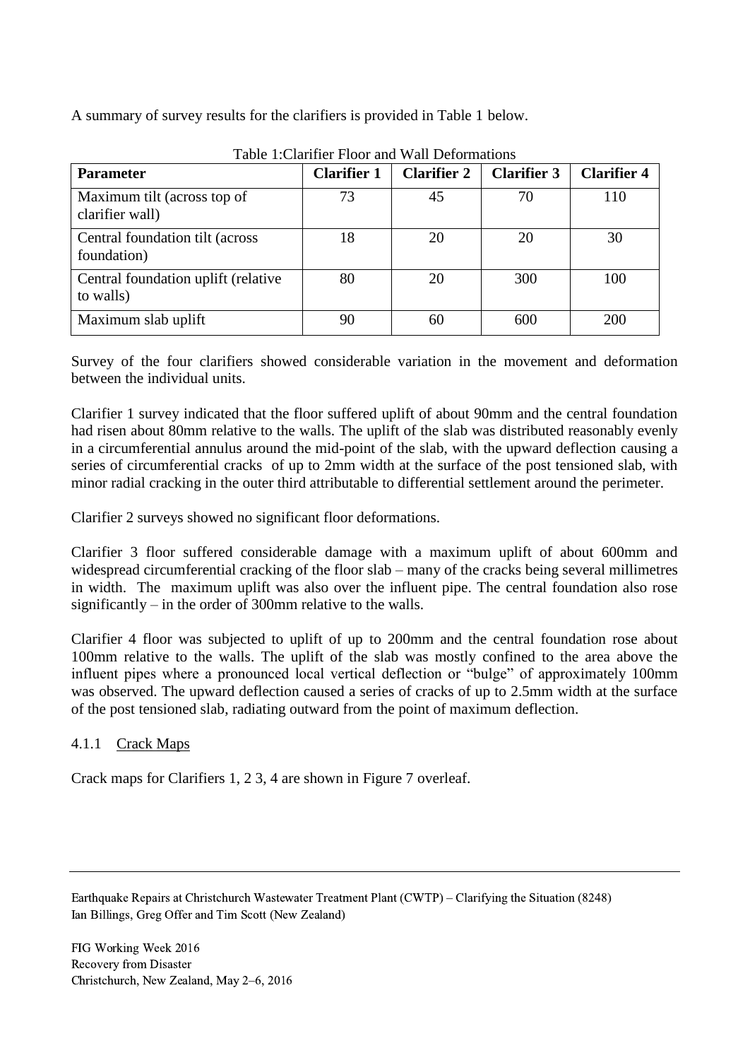A summary of survey results for the clarifiers is provided in Table 1 below.

Table 1:Clarifier Floor and Wall Deformations

| Parameter | Clarifier 1 | Clarifier 2 | Clarifier 3 | Clarifier 4 |
|---|---|---|---|---|
| Maximum tilt (across top of clarifier wall) | 73 | 45 | 70 | 110 |
| Central foundation tilt (across foundation) | 18 | 20 | 20 | 30 |
| Central foundation uplift (relative to walls) | 80 | 20 | 300 | 100 |
| Maximum slab uplift | 90 | 60 | 600 | 200 |

Survey of the four clarifiers showed considerable variation in the movement and deformation between the individual units.

Clarifier 1 survey indicated that the floor suffered uplift of about 90mm and the central foundation had risen about 80mm relative to the walls. The uplift of the slab was distributed reasonably evenly in a circumferential annulus around the mid-point of the slab, with the upward deflection causing a series of circumferential cracks of up to 2mm width at the surface of the post tensioned slab, with minor radial cracking in the outer third attributable to differential settlement around the perimeter.

Clarifier 2 surveys showed no significant floor deformations.

Clarifier 3 floor suffered considerable damage with a maximum uplift of about 600mm and widespread circumferential cracking of the floor slab – many of the cracks being several millimetres in width. The maximum uplift was also over the influent pipe. The central foundation also rose significantly – in the order of 300mm relative to the walls.

Clarifier 4 floor was subjected to uplift of up to 200mm and the central foundation rose about 100mm relative to the walls. The uplift of the slab was mostly confined to the area above the influent pipes where a pronounced local vertical deflection or "bulge" of approximately 100mm was observed. The upward deflection caused a series of cracks of up to 2.5mm width at the surface of the post tensioned slab, radiating outward from the point of maximum deflection.

### 4.1.1 Crack Maps

Crack maps for Clarifiers 1, 2 3, 4 are shown in Figure 7 overleaf.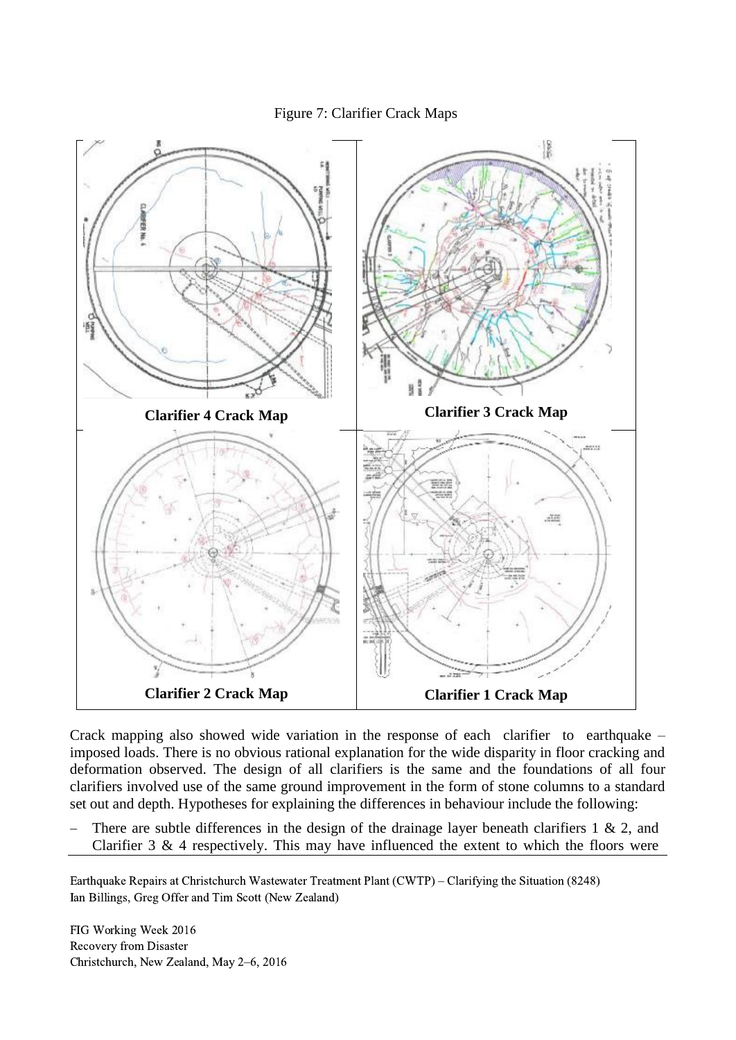Figure 7: Clarifier Crack Maps

**Clarifier 4 Crack Map**

**Clarifier 3 Crack Map**

**Clarifier 2 Crack Map**

**Clarifier 1 Crack Map**

Crack mapping also showed wide variation in the response of each clarifier to earthquake – imposed loads. There is no obvious rational explanation for the wide disparity in floor cracking and deformation observed. The design of all clarifiers is the same and the foundations of all four clarifiers involved use of the same ground improvement in the form of stone columns to a standard set out and depth. Hypotheses for explaining the differences in behaviour include the following:

- There are subtle differences in the design of the drainage layer beneath clarifiers 1 & 2, and Clarifier 3 & 4 respectively. This may have influenced the extent to which the floors were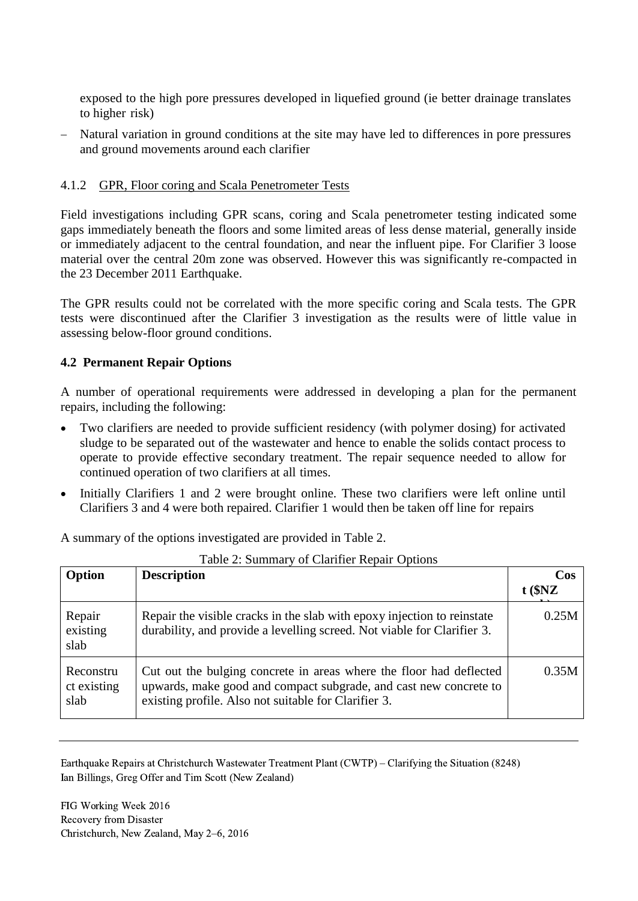exposed to the high pore pressures developed in liquefied ground (ie better drainage translates to higher risk)

- Natural variation in ground conditions at the site may have led to differences in pore pressures and ground movements around each clarifier

#### 4.1.2 GPR, Floor coring and Scala Penetrometer Tests

Field investigations including GPR scans, coring and Scala penetrometer testing indicated some gaps immediately beneath the floors and some limited areas of less dense material, generally inside or immediately adjacent to the central foundation, and near the influent pipe. For Clarifier 3 loose material over the central 20m zone was observed. However this was significantly re-compacted in the 23 December 2011 Earthquake.

The GPR results could not be correlated with the more specific coring and Scala tests. The GPR tests were discontinued after the Clarifier 3 investigation as the results were of little value in assessing below-floor ground conditions.

### 4.2 Permanent Repair Options

A number of operational requirements were addressed in developing a plan for the permanent repairs, including the following:

- Two clarifiers are needed to provide sufficient residency (with polymer dosing) for activated sludge to be separated out of the wastewater and hence to enable the solids contact process to operate to provide effective secondary treatment. The repair sequence needed to allow for continued operation of two clarifiers at all times.
- Initially Clarifiers 1 and 2 were brought online. These two clarifiers were left online until Clarifiers 3 and 4 were both repaired. Clarifier 1 would then be taken off line for repairs

A summary of the options investigated are provided in Table 2.

Table 2: Summary of Clarifier Repair Options

| Option | Description | Cost ($NZ) |
|---|---|---|
| Repair existing slab | Repair the visible cracks in the slab with epoxy injection to reinstate durability, and provide a levelling screed. Not viable for Clarifier 3. | 0.25M |
| Reconstruct existing slab | Cut out the bulging concrete in areas where the floor had deflected upwards, make good and compact subgrade, and cast new concrete to existing profile. Also not suitable for Clarifier 3. | 0.35M |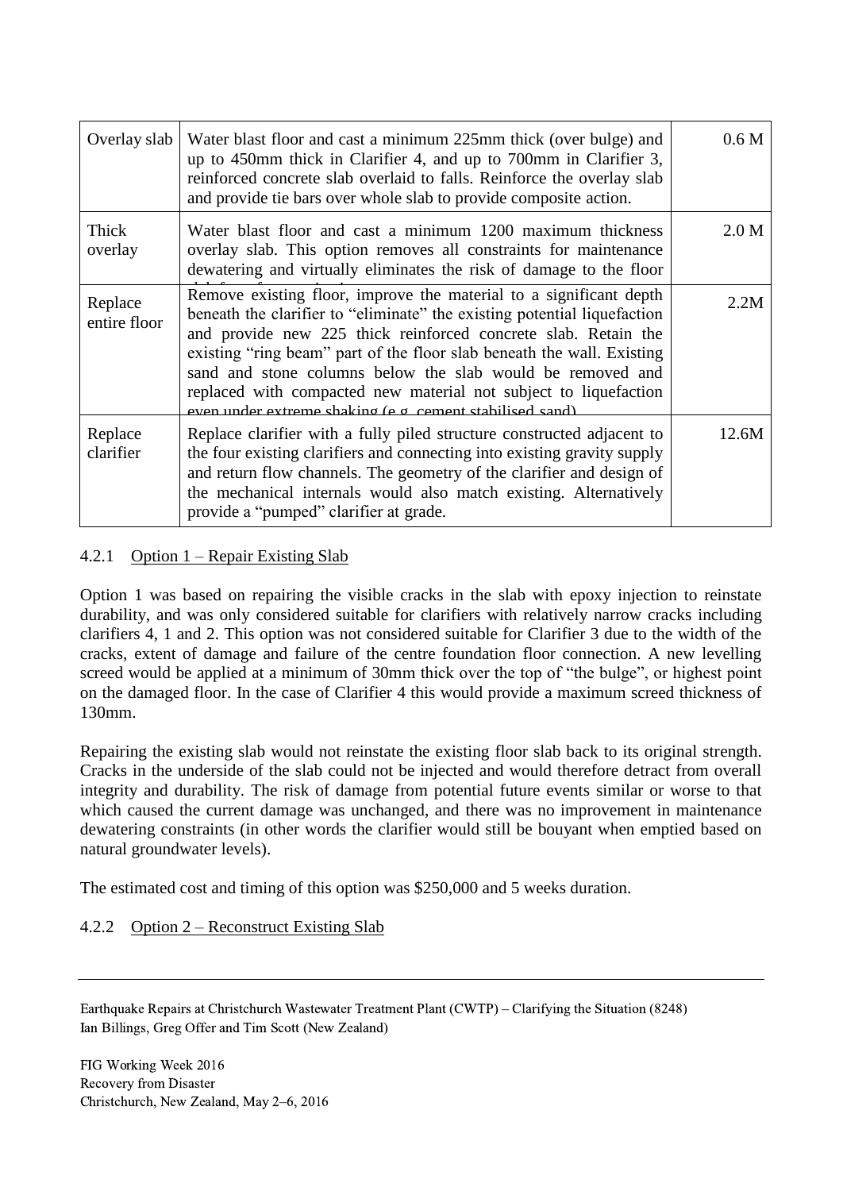| | | |
|---|---|---|
| Overlay slab | Water blast floor and cast a minimum 225mm thick (over bulge) and up to 450mm thick in Clarifier 4, and up to 700mm in Clarifier 3, reinforced concrete slab overlaid to falls. Reinforce the overlay slab and provide tie bars over whole slab to provide composite action. | 0.6 M |
| Thick overlay | Water blast floor and cast a minimum 1200 maximum thickness overlay slab. This option removes all constraints for maintenance dewatering and virtually eliminates the risk of damage to the floor slab from future seismic | 2.0 M |
| Replace entire floor | Remove existing floor, improve the material to a significant depth beneath the clarifier to "eliminate" the existing potential liquefaction and provide new 225 thick reinforced concrete slab. Retain the existing "ring beam" part of the floor slab beneath the wall. Existing sand and stone columns below the slab would be removed and replaced with compacted new material not subject to liquefaction even under extreme shaking (e.g. cement stabilised sand) | 2.2M |
| Replace clarifier | Replace clarifier with a fully piled structure constructed adjacent to the four existing clarifiers and connecting into existing gravity supply and return flow channels. The geometry of the clarifier and design of the mechanical internals would also match existing. Alternatively provide a "pumped" clarifier at grade. | 12.6M |

#### 4.2.1 Option 1 – Repair Existing Slab

Option 1 was based on repairing the visible cracks in the slab with epoxy injection to reinstate durability, and was only considered suitable for clarifiers with relatively narrow cracks including clarifiers 4, 1 and 2. This option was not considered suitable for Clarifier 3 due to the width of the cracks, extent of damage and failure of the centre foundation floor connection. A new levelling screed would be applied at a minimum of 30mm thick over the top of "the bulge", or highest point on the damaged floor. In the case of Clarifier 4 this would provide a maximum screed thickness of 130mm.

Repairing the existing slab would not reinstate the existing floor slab back to its original strength. Cracks in the underside of the slab could not be injected and would therefore detract from overall integrity and durability. The risk of damage from potential future events similar or worse to that which caused the current damage was unchanged, and there was no improvement in maintenance dewatering constraints (in other words the clarifier would still be bouyant when emptied based on natural groundwater levels).

The estimated cost and timing of this option was $250,000 and 5 weeks duration.

#### 4.2.2 Option 2 – Reconstruct Existing Slab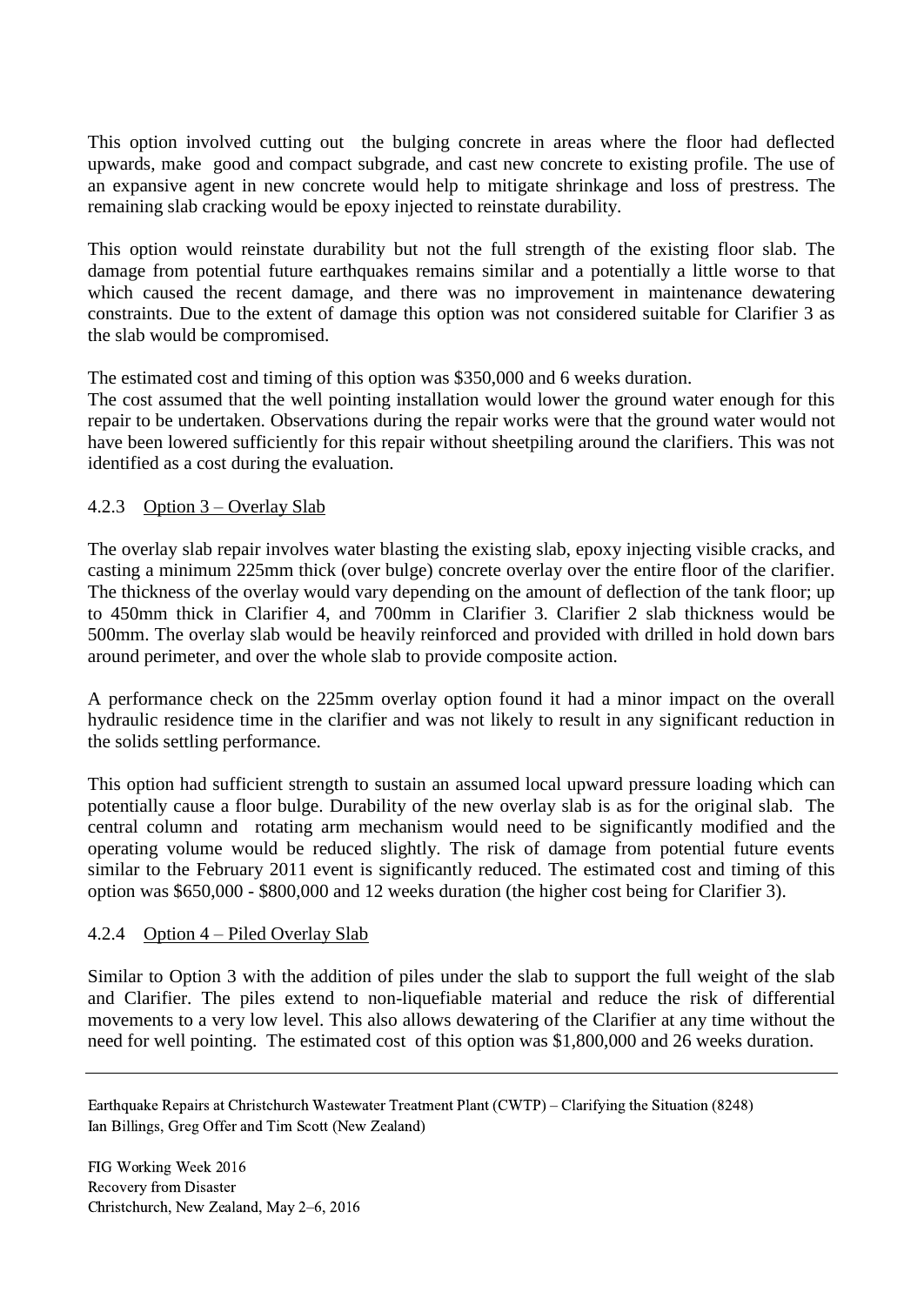This option involved cutting out the bulging concrete in areas where the floor had deflected upwards, make good and compact subgrade, and cast new concrete to existing profile. The use of an expansive agent in new concrete would help to mitigate shrinkage and loss of prestress. The remaining slab cracking would be epoxy injected to reinstate durability.

This option would reinstate durability but not the full strength of the existing floor slab. The damage from potential future earthquakes remains similar and a potentially a little worse to that which caused the recent damage, and there was no improvement in maintenance dewatering constraints. Due to the extent of damage this option was not considered suitable for Clarifier 3 as the slab would be compromised.

The estimated cost and timing of this option was $350,000 and 6 weeks duration.
The cost assumed that the well pointing installation would lower the ground water enough for this repair to be undertaken. Observations during the repair works were that the ground water would not have been lowered sufficiently for this repair without sheetpiling around the clarifiers. This was not identified as a cost during the evaluation.

#### 4.2.3 Option 3 – Overlay Slab

The overlay slab repair involves water blasting the existing slab, epoxy injecting visible cracks, and casting a minimum 225mm thick (over bulge) concrete overlay over the entire floor of the clarifier. The thickness of the overlay would vary depending on the amount of deflection of the tank floor; up to 450mm thick in Clarifier 4, and 700mm in Clarifier 3. Clarifier 2 slab thickness would be 500mm. The overlay slab would be heavily reinforced and provided with drilled in hold down bars around perimeter, and over the whole slab to provide composite action.

A performance check on the 225mm overlay option found it had a minor impact on the overall hydraulic residence time in the clarifier and was not likely to result in any significant reduction in the solids settling performance.

This option had sufficient strength to sustain an assumed local upward pressure loading which can potentially cause a floor bulge. Durability of the new overlay slab is as for the original slab. The central column and rotating arm mechanism would need to be significantly modified and the operating volume would be reduced slightly. The risk of damage from potential future events similar to the February 2011 event is significantly reduced. The estimated cost and timing of this option was $650,000 - $800,000 and 12 weeks duration (the higher cost being for Clarifier 3).

#### 4.2.4 Option 4 – Piled Overlay Slab

Similar to Option 3 with the addition of piles under the slab to support the full weight of the slab and Clarifier. The piles extend to non-liquefiable material and reduce the risk of differential movements to a very low level. This also allows dewatering of the Clarifier at any time without the need for well pointing. The estimated cost of this option was $1,800,000 and 26 weeks duration.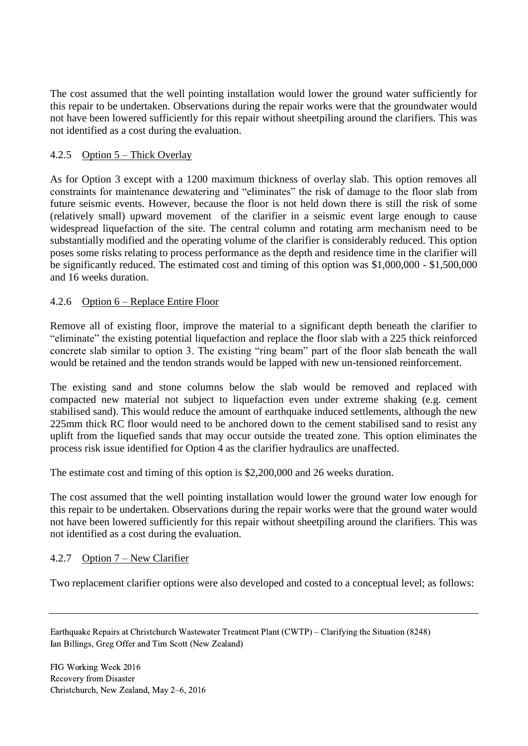The cost assumed that the well pointing installation would lower the ground water sufficiently for this repair to be undertaken. Observations during the repair works were that the groundwater would not have been lowered sufficiently for this repair without sheetpiling around the clarifiers. This was not identified as a cost during the evaluation.

#### 4.2.5 Option 5 – Thick Overlay

As for Option 3 except with a 1200 maximum thickness of overlay slab. This option removes all constraints for maintenance dewatering and "eliminates" the risk of damage to the floor slab from future seismic events. However, because the floor is not held down there is still the risk of some (relatively small) upward movement of the clarifier in a seismic event large enough to cause widespread liquefaction of the site. The central column and rotating arm mechanism need to be substantially modified and the operating volume of the clarifier is considerably reduced. This option poses some risks relating to process performance as the depth and residence time in the clarifier will be significantly reduced. The estimated cost and timing of this option was \$1,000,000 - \$1,500,000 and 16 weeks duration.

#### 4.2.6 Option 6 – Replace Entire Floor

Remove all of existing floor, improve the material to a significant depth beneath the clarifier to "eliminate" the existing potential liquefaction and replace the floor slab with a 225 thick reinforced concrete slab similar to option 3. The existing "ring beam" part of the floor slab beneath the wall would be retained and the tendon strands would be lapped with new un-tensioned reinforcement.

The existing sand and stone columns below the slab would be removed and replaced with compacted new material not subject to liquefaction even under extreme shaking (e.g. cement stabilised sand). This would reduce the amount of earthquake induced settlements, although the new 225mm thick RC floor would need to be anchored down to the cement stabilised sand to resist any uplift from the liquefied sands that may occur outside the treated zone. This option eliminates the process risk issue identified for Option 4 as the clarifier hydraulics are unaffected.

The estimate cost and timing of this option is \$2,200,000 and 26 weeks duration.

The cost assumed that the well pointing installation would lower the ground water low enough for this repair to be undertaken. Observations during the repair works were that the ground water would not have been lowered sufficiently for this repair without sheetpiling around the clarifiers. This was not identified as a cost during the evaluation.

#### 4.2.7 Option 7 – New Clarifier

Two replacement clarifier options were also developed and costed to a conceptual level; as follows: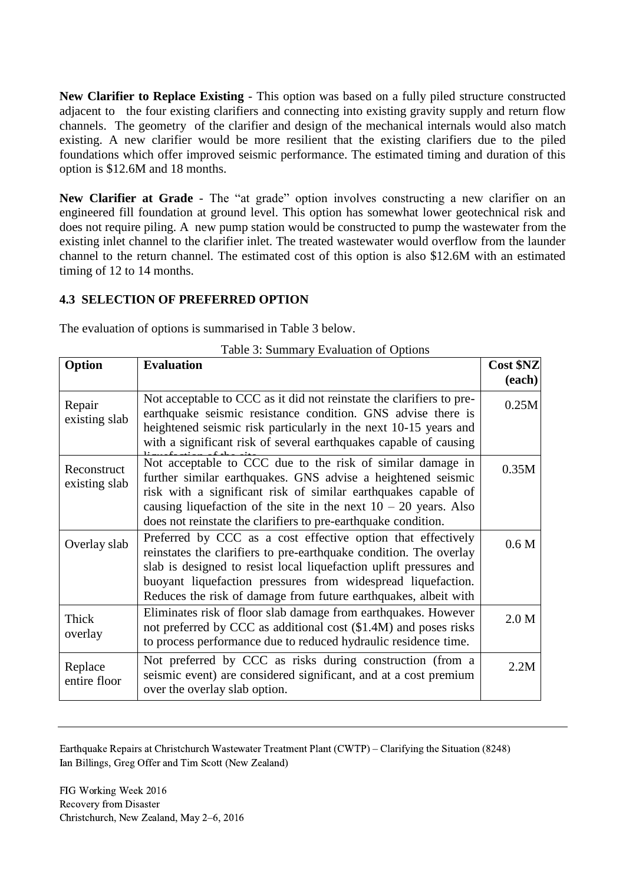**New Clarifier to Replace Existing** - This option was based on a fully piled structure constructed adjacent to the four existing clarifiers and connecting into existing gravity supply and return flow channels. The geometry of the clarifier and design of the mechanical internals would also match existing. A new clarifier would be more resilient that the existing clarifiers due to the piled foundations which offer improved seismic performance. The estimated timing and duration of this option is $12.6M and 18 months.

**New Clarifier at Grade** - The "at grade" option involves constructing a new clarifier on an engineered fill foundation at ground level. This option has somewhat lower geotechnical risk and does not require piling. A new pump station would be constructed to pump the wastewater from the existing inlet channel to the clarifier inlet. The treated wastewater would overflow from the launder channel to the return channel. The estimated cost of this option is also $12.6M with an estimated timing of 12 to 14 months.

### 4.3 SELECTION OF PREFERRED OPTION

The evaluation of options is summarised in Table 3 below.

Table 3: Summary Evaluation of Options

| Option | Evaluation | Cost $NZ (each) |
|---|---|---|
| Repair existing slab | Not acceptable to CCC as it did not reinstate the clarifiers to pre-earthquake seismic resistance condition. GNS advise there is heightened seismic risk particularly in the next 10-15 years and with a significant risk of several earthquakes capable of causing liquefaction of the site | 0.25M |
| Reconstruct existing slab | Not acceptable to CCC due to the risk of similar damage in further similar earthquakes. GNS advise a heightened seismic risk with a significant risk of similar earthquakes capable of causing liquefaction of the site in the next 10 – 20 years. Also does not reinstate the clarifiers to pre-earthquake condition. | 0.35M |
| Overlay slab | Preferred by CCC as a cost effective option that effectively reinstates the clarifiers to pre-earthquake condition. The overlay slab is designed to resist local liquefaction uplift pressures and buoyant liquefaction pressures from widespread liquefaction. Reduces the risk of damage from future earthquakes, albeit with | 0.6 M |
| Thick overlay | Eliminates risk of floor slab damage from earthquakes. However not preferred by CCC as additional cost ($1.4M) and poses risks to process performance due to reduced hydraulic residence time. | 2.0 M |
| Replace entire floor | Not preferred by CCC as risks during construction (from a seismic event) are considered significant, and at a cost premium over the overlay slab option. | 2.2M |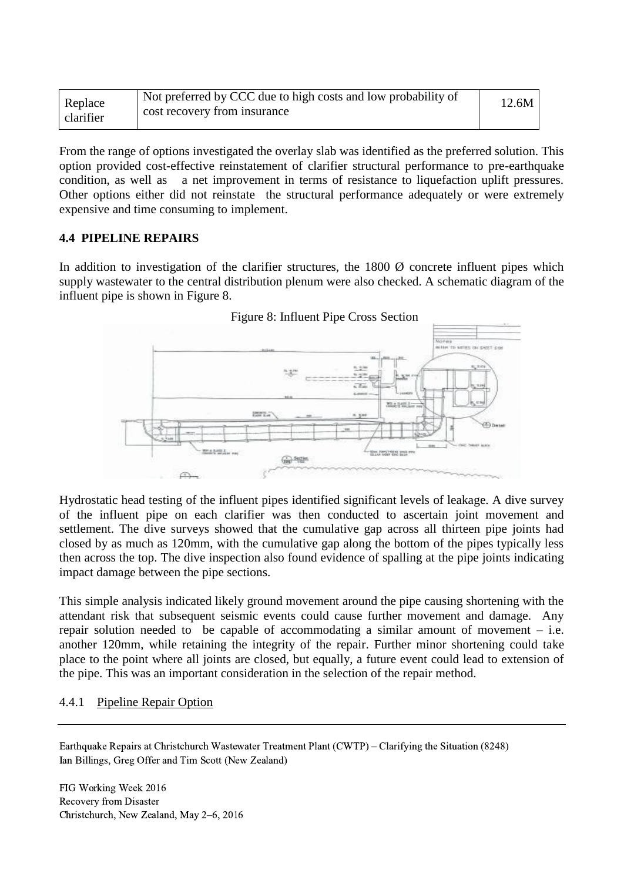| Replace clarifier | Not preferred by CCC due to high costs and low probability of cost recovery from insurance | 12.6M |
|---|---|---|

From the range of options investigated the overlay slab was identified as the preferred solution. This option provided cost-effective reinstatement of clarifier structural performance to pre-earthquake condition, as well as a net improvement in terms of resistance to liquefaction uplift pressures. Other options either did not reinstate the structural performance adequately or were extremely expensive and time consuming to implement.

### 4.4 PIPELINE REPAIRS

In addition to investigation of the clarifier structures, the 1800 Ø concrete influent pipes which supply wastewater to the central distribution plenum were also checked. A schematic diagram of the influent pipe is shown in Figure 8.

Figure 8: Influent Pipe Cross Section

Hydrostatic head testing of the influent pipes identified significant levels of leakage. A dive survey of the influent pipe on each clarifier was then conducted to ascertain joint movement and settlement. The dive surveys showed that the cumulative gap across all thirteen pipe joints had closed by as much as 120mm, with the cumulative gap along the bottom of the pipes typically less then across the top. The dive inspection also found evidence of spalling at the pipe joints indicating impact damage between the pipe sections.

This simple analysis indicated likely ground movement around the pipe causing shortening with the attendant risk that subsequent seismic events could cause further movement and damage. Any repair solution needed to be capable of accommodating a similar amount of movement – i.e. another 120mm, while retaining the integrity of the repair. Further minor shortening could take place to the point where all joints are closed, but equally, a future event could lead to extension of the pipe. This was an important consideration in the selection of the repair method.

#### 4.4.1 Pipeline Repair Option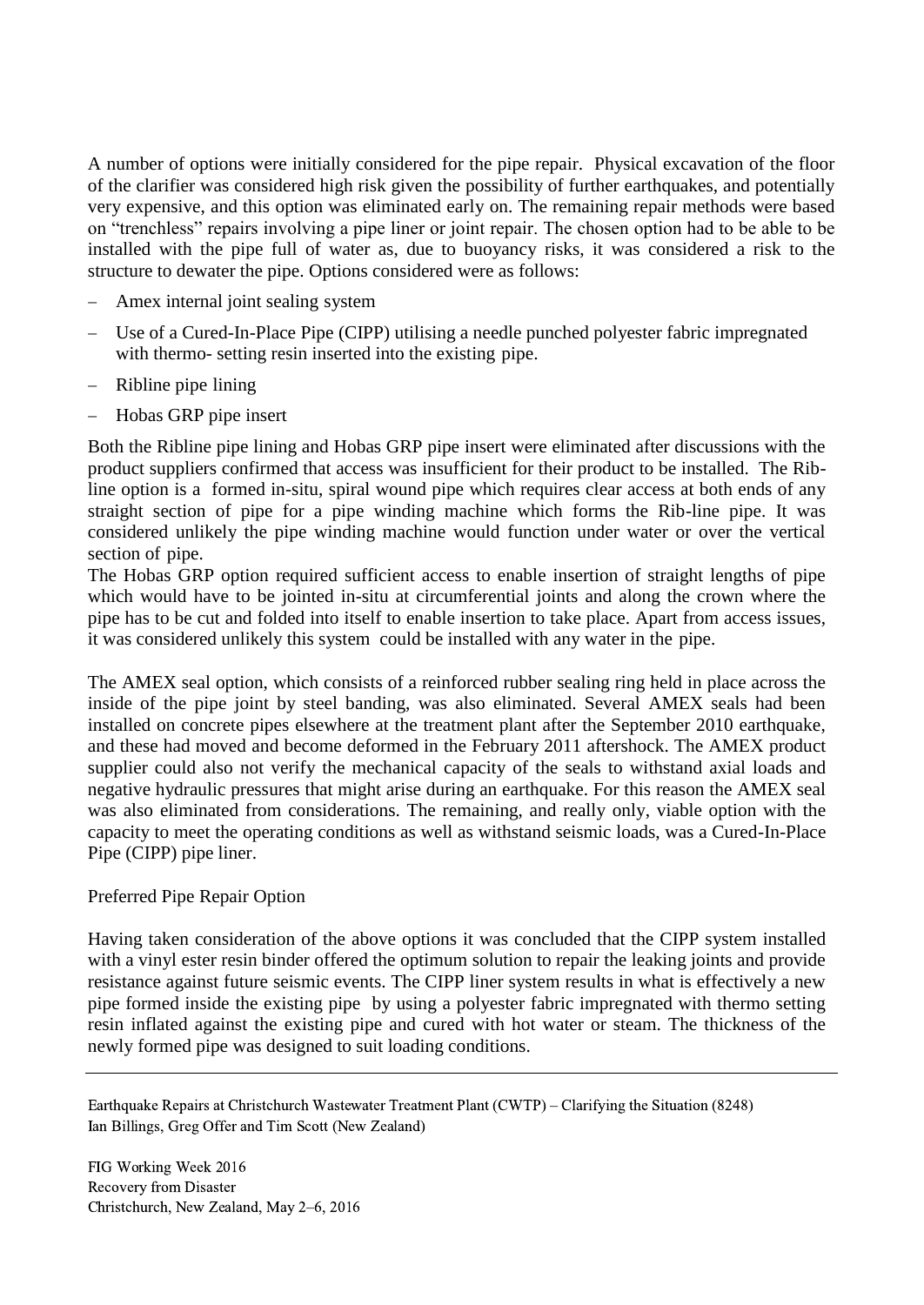A number of options were initially considered for the pipe repair. Physical excavation of the floor of the clarifier was considered high risk given the possibility of further earthquakes, and potentially very expensive, and this option was eliminated early on. The remaining repair methods were based on "trenchless" repairs involving a pipe liner or joint repair. The chosen option had to be able to be installed with the pipe full of water as, due to buoyancy risks, it was considered a risk to the structure to dewater the pipe. Options considered were as follows:

- Amex internal joint sealing system
- Use of a Cured-In-Place Pipe (CIPP) utilising a needle punched polyester fabric impregnated with thermo- setting resin inserted into the existing pipe.
- Ribline pipe lining
- Hobas GRP pipe insert

Both the Ribline pipe lining and Hobas GRP pipe insert were eliminated after discussions with the product suppliers confirmed that access was insufficient for their product to be installed. The Rib-line option is a formed in-situ, spiral wound pipe which requires clear access at both ends of any straight section of pipe for a pipe winding machine which forms the Rib-line pipe. It was considered unlikely the pipe winding machine would function under water or over the vertical section of pipe.

The Hobas GRP option required sufficient access to enable insertion of straight lengths of pipe which would have to be jointed in-situ at circumferential joints and along the crown where the pipe has to be cut and folded into itself to enable insertion to take place. Apart from access issues, it was considered unlikely this system could be installed with any water in the pipe.

The AMEX seal option, which consists of a reinforced rubber sealing ring held in place across the inside of the pipe joint by steel banding, was also eliminated. Several AMEX seals had been installed on concrete pipes elsewhere at the treatment plant after the September 2010 earthquake, and these had moved and become deformed in the February 2011 aftershock. The AMEX product supplier could also not verify the mechanical capacity of the seals to withstand axial loads and negative hydraulic pressures that might arise during an earthquake. For this reason the AMEX seal was also eliminated from considerations. The remaining, and really only, viable option with the capacity to meet the operating conditions as well as withstand seismic loads, was a Cured-In-Place Pipe (CIPP) pipe liner.

Preferred Pipe Repair Option

Having taken consideration of the above options it was concluded that the CIPP system installed with a vinyl ester resin binder offered the optimum solution to repair the leaking joints and provide resistance against future seismic events. The CIPP liner system results in what is effectively a new pipe formed inside the existing pipe by using a polyester fabric impregnated with thermo setting resin inflated against the existing pipe and cured with hot water or steam. The thickness of the newly formed pipe was designed to suit loading conditions.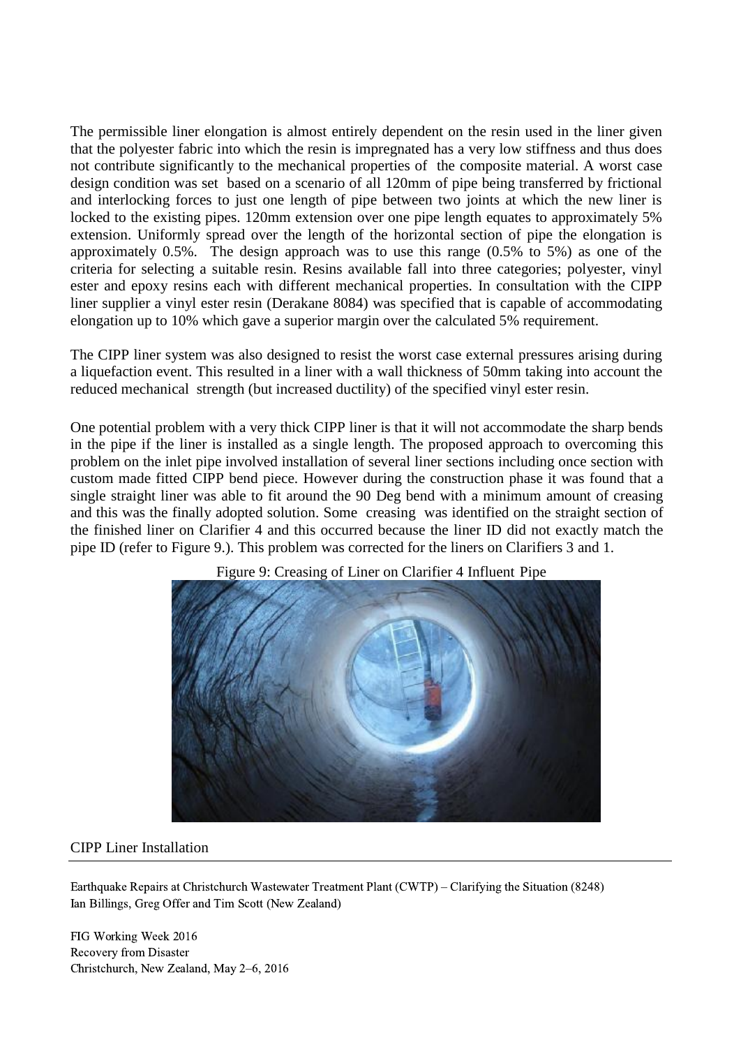The permissible liner elongation is almost entirely dependent on the resin used in the liner given that the polyester fabric into which the resin is impregnated has a very low stiffness and thus does not contribute significantly to the mechanical properties of the composite material. A worst case design condition was set based on a scenario of all 120mm of pipe being transferred by frictional and interlocking forces to just one length of pipe between two joints at which the new liner is locked to the existing pipes. 120mm extension over one pipe length equates to approximately 5% extension. Uniformly spread over the length of the horizontal section of pipe the elongation is approximately 0.5%. The design approach was to use this range (0.5% to 5%) as one of the criteria for selecting a suitable resin. Resins available fall into three categories; polyester, vinyl ester and epoxy resins each with different mechanical properties. In consultation with the CIPP liner supplier a vinyl ester resin (Derakane 8084) was specified that is capable of accommodating elongation up to 10% which gave a superior margin over the calculated 5% requirement.

The CIPP liner system was also designed to resist the worst case external pressures arising during a liquefaction event. This resulted in a liner with a wall thickness of 50mm taking into account the reduced mechanical strength (but increased ductility) of the specified vinyl ester resin.

One potential problem with a very thick CIPP liner is that it will not accommodate the sharp bends in the pipe if the liner is installed as a single length. The proposed approach to overcoming this problem on the inlet pipe involved installation of several liner sections including once section with custom made fitted CIPP bend piece. However during the construction phase it was found that a single straight liner was able to fit around the 90 Deg bend with a minimum amount of creasing and this was the finally adopted solution. Some creasing was identified on the straight section of the finished liner on Clarifier 4 and this occurred because the liner ID did not exactly match the pipe ID (refer to Figure 9.). This problem was corrected for the liners on Clarifiers 3 and 1.

Figure 9: Creasing of Liner on Clarifier 4 Influent Pipe

CIPP Liner Installation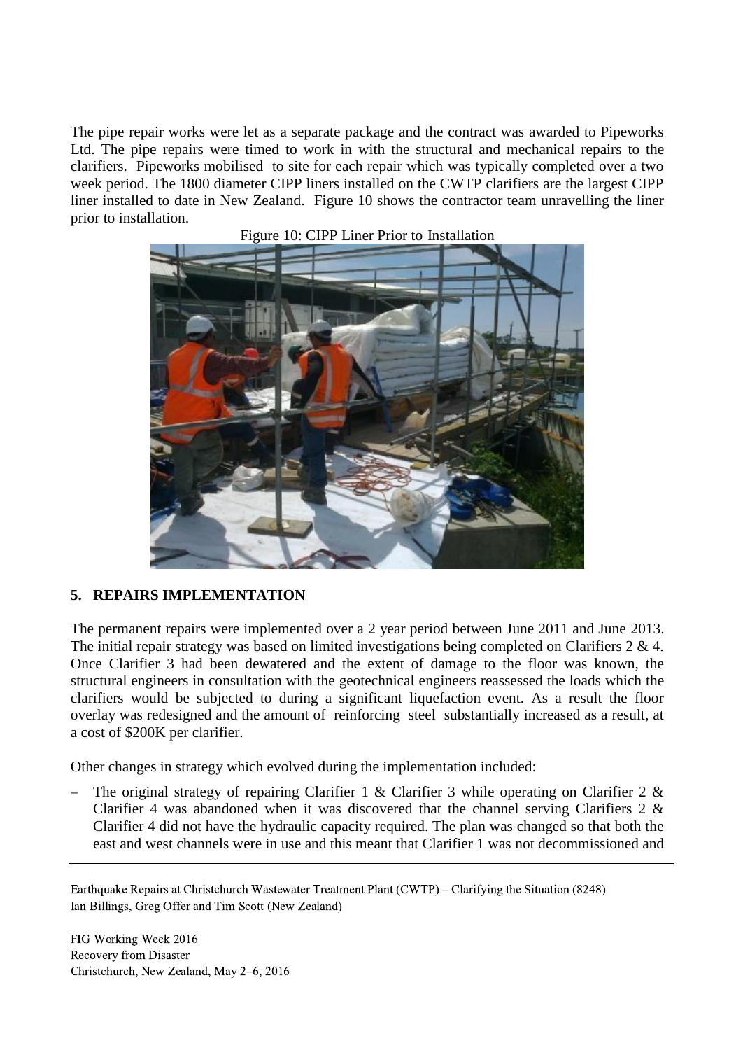The pipe repair works were let as a separate package and the contract was awarded to Pipeworks Ltd. The pipe repairs were timed to work in with the structural and mechanical repairs to the clarifiers. Pipeworks mobilised to site for each repair which was typically completed over a two week period. The 1800 diameter CIPP liners installed on the CWTP clarifiers are the largest CIPP liner installed to date in New Zealand. Figure 10 shows the contractor team unravelling the liner prior to installation.

Figure 10: CIPP Liner Prior to Installation

## 5. REPAIRS IMPLEMENTATION

The permanent repairs were implemented over a 2 year period between June 2011 and June 2013. The initial repair strategy was based on limited investigations being completed on Clarifiers 2 & 4. Once Clarifier 3 had been dewatered and the extent of damage to the floor was known, the structural engineers in consultation with the geotechnical engineers reassessed the loads which the clarifiers would be subjected to during a significant liquefaction event. As a result the floor overlay was redesigned and the amount of reinforcing steel substantially increased as a result, at a cost of $200K per clarifier.

Other changes in strategy which evolved during the implementation included:

- The original strategy of repairing Clarifier 1 & Clarifier 3 while operating on Clarifier 2 & Clarifier 4 was abandoned when it was discovered that the channel serving Clarifiers 2 & Clarifier 4 did not have the hydraulic capacity required. The plan was changed so that both the east and west channels were in use and this meant that Clarifier 1 was not decommissioned and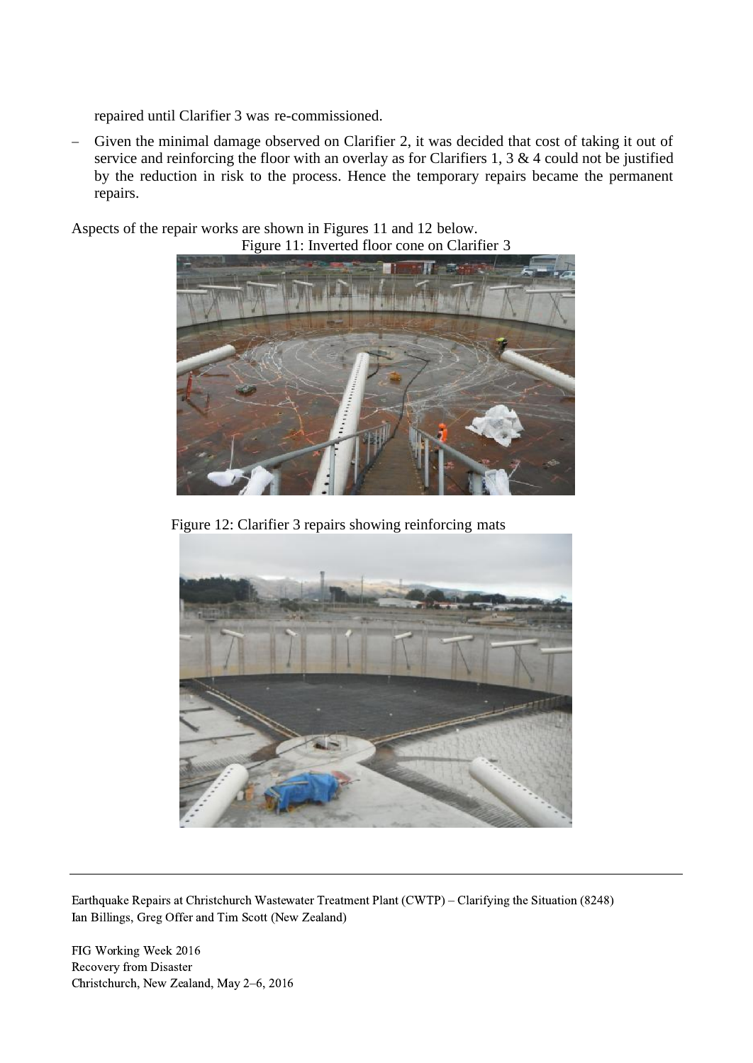repaired until Clarifier 3 was re-commissioned.

- Given the minimal damage observed on Clarifier 2, it was decided that cost of taking it out of service and reinforcing the floor with an overlay as for Clarifiers 1, 3 & 4 could not be justified by the reduction in risk to the process. Hence the temporary repairs became the permanent repairs.

Aspects of the repair works are shown in Figures 11 and 12 below.

Figure 11: Inverted floor cone on Clarifier 3

Figure 12: Clarifier 3 repairs showing reinforcing mats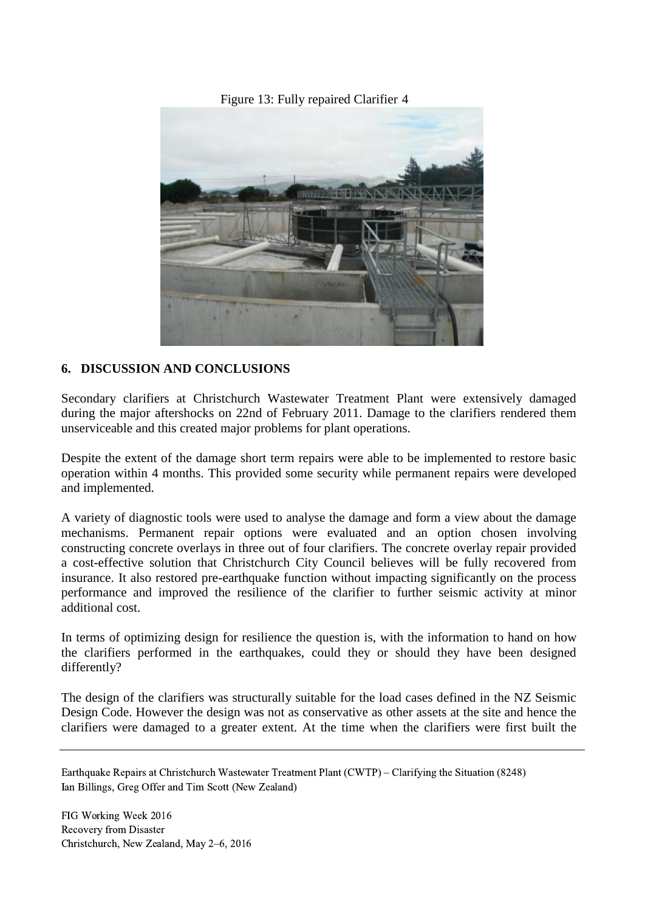Figure 13: Fully repaired Clarifier 4

## 6. DISCUSSION AND CONCLUSIONS

Secondary clarifiers at Christchurch Wastewater Treatment Plant were extensively damaged during the major aftershocks on 22nd of February 2011. Damage to the clarifiers rendered them unserviceable and this created major problems for plant operations.

Despite the extent of the damage short term repairs were able to be implemented to restore basic operation within 4 months. This provided some security while permanent repairs were developed and implemented.

A variety of diagnostic tools were used to analyse the damage and form a view about the damage mechanisms. Permanent repair options were evaluated and an option chosen involving constructing concrete overlays in three out of four clarifiers. The concrete overlay repair provided a cost-effective solution that Christchurch City Council believes will be fully recovered from insurance. It also restored pre-earthquake function without impacting significantly on the process performance and improved the resilience of the clarifier to further seismic activity at minor additional cost.

In terms of optimizing design for resilience the question is, with the information to hand on how the clarifiers performed in the earthquakes, could they or should they have been designed differently?

The design of the clarifiers was structurally suitable for the load cases defined in the NZ Seismic Design Code. However the design was not as conservative as other assets at the site and hence the clarifiers were damaged to a greater extent. At the time when the clarifiers were first built the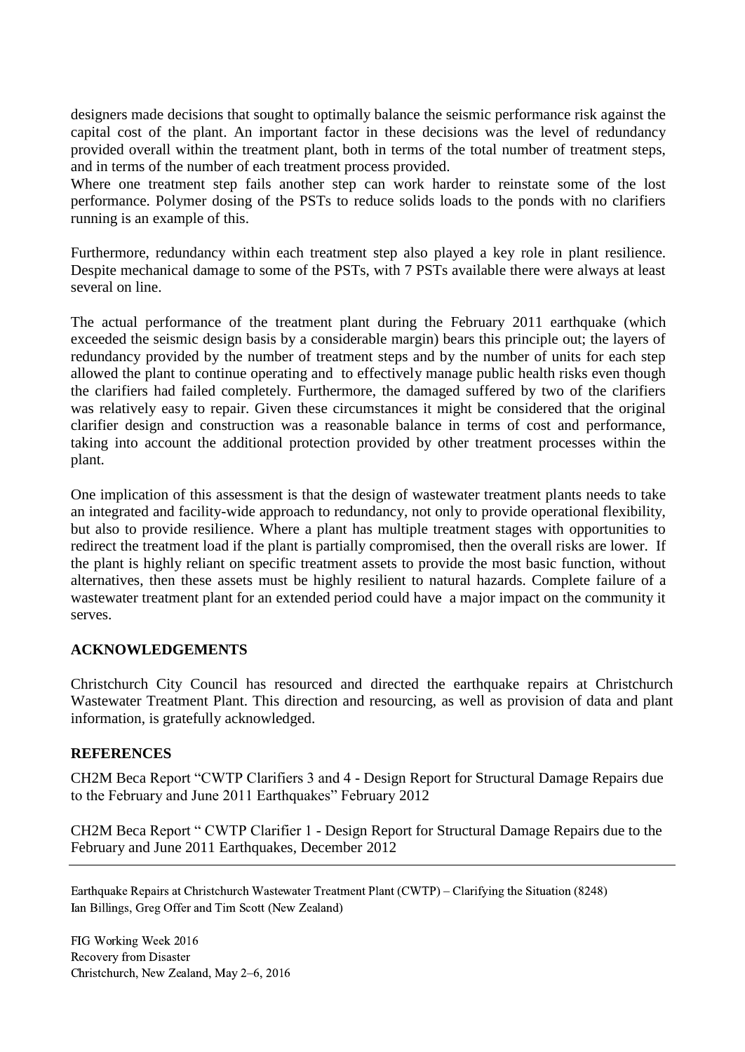designers made decisions that sought to optimally balance the seismic performance risk against the capital cost of the plant. An important factor in these decisions was the level of redundancy provided overall within the treatment plant, both in terms of the total number of treatment steps, and in terms of the number of each treatment process provided.

Where one treatment step fails another step can work harder to reinstate some of the lost performance. Polymer dosing of the PSTs to reduce solids loads to the ponds with no clarifiers running is an example of this.

Furthermore, redundancy within each treatment step also played a key role in plant resilience. Despite mechanical damage to some of the PSTs, with 7 PSTs available there were always at least several on line.

The actual performance of the treatment plant during the February 2011 earthquake (which exceeded the seismic design basis by a considerable margin) bears this principle out; the layers of redundancy provided by the number of treatment steps and by the number of units for each step allowed the plant to continue operating and to effectively manage public health risks even though the clarifiers had failed completely. Furthermore, the damaged suffered by two of the clarifiers was relatively easy to repair. Given these circumstances it might be considered that the original clarifier design and construction was a reasonable balance in terms of cost and performance, taking into account the additional protection provided by other treatment processes within the plant.

One implication of this assessment is that the design of wastewater treatment plants needs to take an integrated and facility-wide approach to redundancy, not only to provide operational flexibility, but also to provide resilience. Where a plant has multiple treatment stages with opportunities to redirect the treatment load if the plant is partially compromised, then the overall risks are lower. If the plant is highly reliant on specific treatment assets to provide the most basic function, without alternatives, then these assets must be highly resilient to natural hazards. Complete failure of a wastewater treatment plant for an extended period could have a major impact on the community it serves.

## ACKNOWLEDGEMENTS

Christchurch City Council has resourced and directed the earthquake repairs at Christchurch Wastewater Treatment Plant. This direction and resourcing, as well as provision of data and plant information, is gratefully acknowledged.

## REFERENCES

CH2M Beca Report "CWTP Clarifiers 3 and 4 - Design Report for Structural Damage Repairs due to the February and June 2011 Earthquakes" February 2012

CH2M Beca Report " CWTP Clarifier 1 - Design Report for Structural Damage Repairs due to the February and June 2011 Earthquakes, December 2012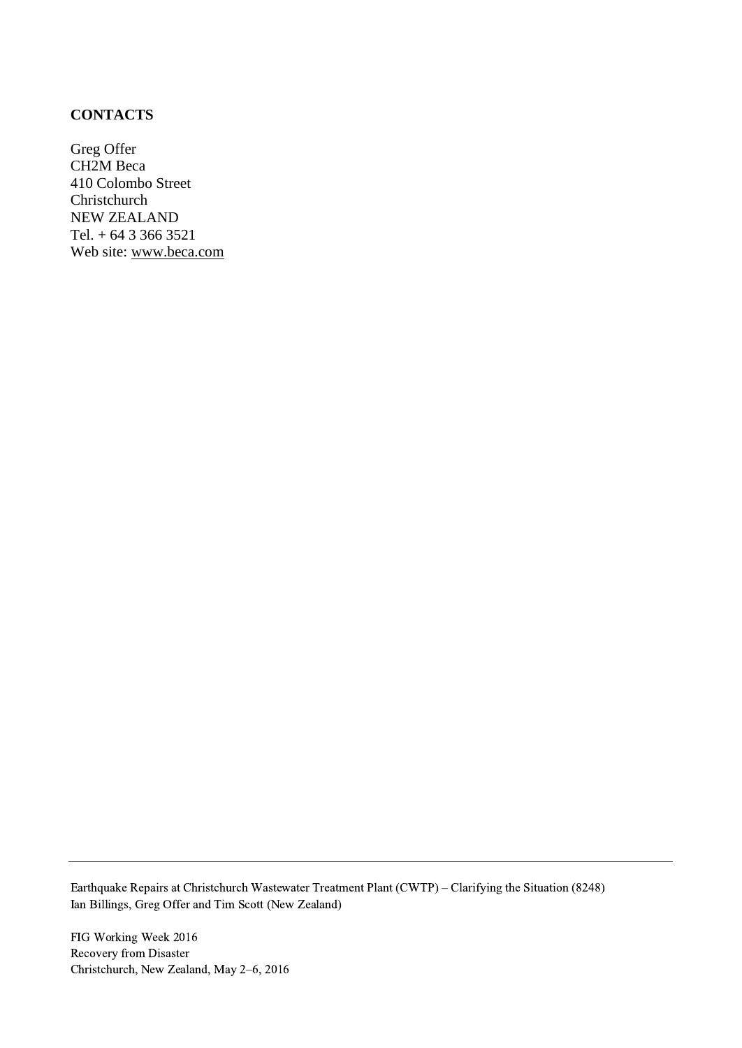**CONTACTS**

Greg Offer
CH2M Beca
410 Colombo Street
Christchurch
NEW ZEALAND
Tel. + 64 3 366 3521
Web site: www.beca.com